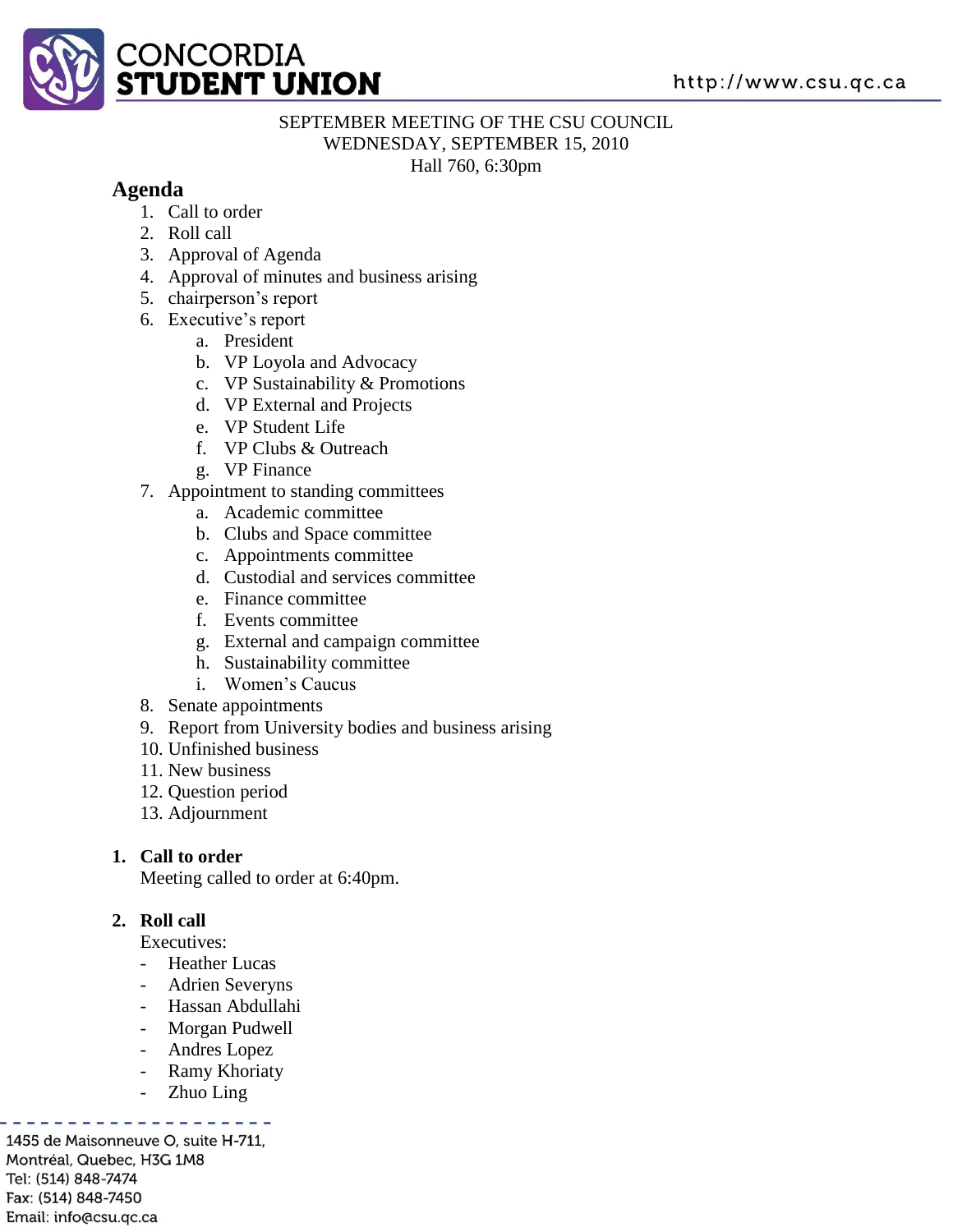SEPTEMBER MEETING OF THE CSU COUNCIL
WEDNESDAY, SEPTEMBER 15, 2010
Hall 760, 6:30pm

## Agenda

1. Call to order
2. Roll call
3. Approval of Agenda
4. Approval of minutes and business arising
5. chairperson's report
6. Executive's report
   a. President
   b. VP Loyola and Advocacy
   c. VP Sustainability & Promotions
   d. VP External and Projects
   e. VP Student Life
   f. VP Clubs & Outreach
   g. VP Finance
7. Appointment to standing committees
   a. Academic committee
   b. Clubs and Space committee
   c. Appointments committee
   d. Custodial and services committee
   e. Finance committee
   f. Events committee
   g. External and campaign committee
   h. Sustainability committee
   i. Women's Caucus
8. Senate appointments
9. Report from University bodies and business arising
10. Unfinished business
11. New business
12. Question period
13. Adjournment

### 1. Call to order

Meeting called to order at 6:40pm.

### 2. Roll call

Executives:

- Heather Lucas
- Adrien Severyns
- Hassan Abdullahi
- Morgan Pudwell
- Andres Lopez
- Ramy Khoriaty
- Zhuo Ling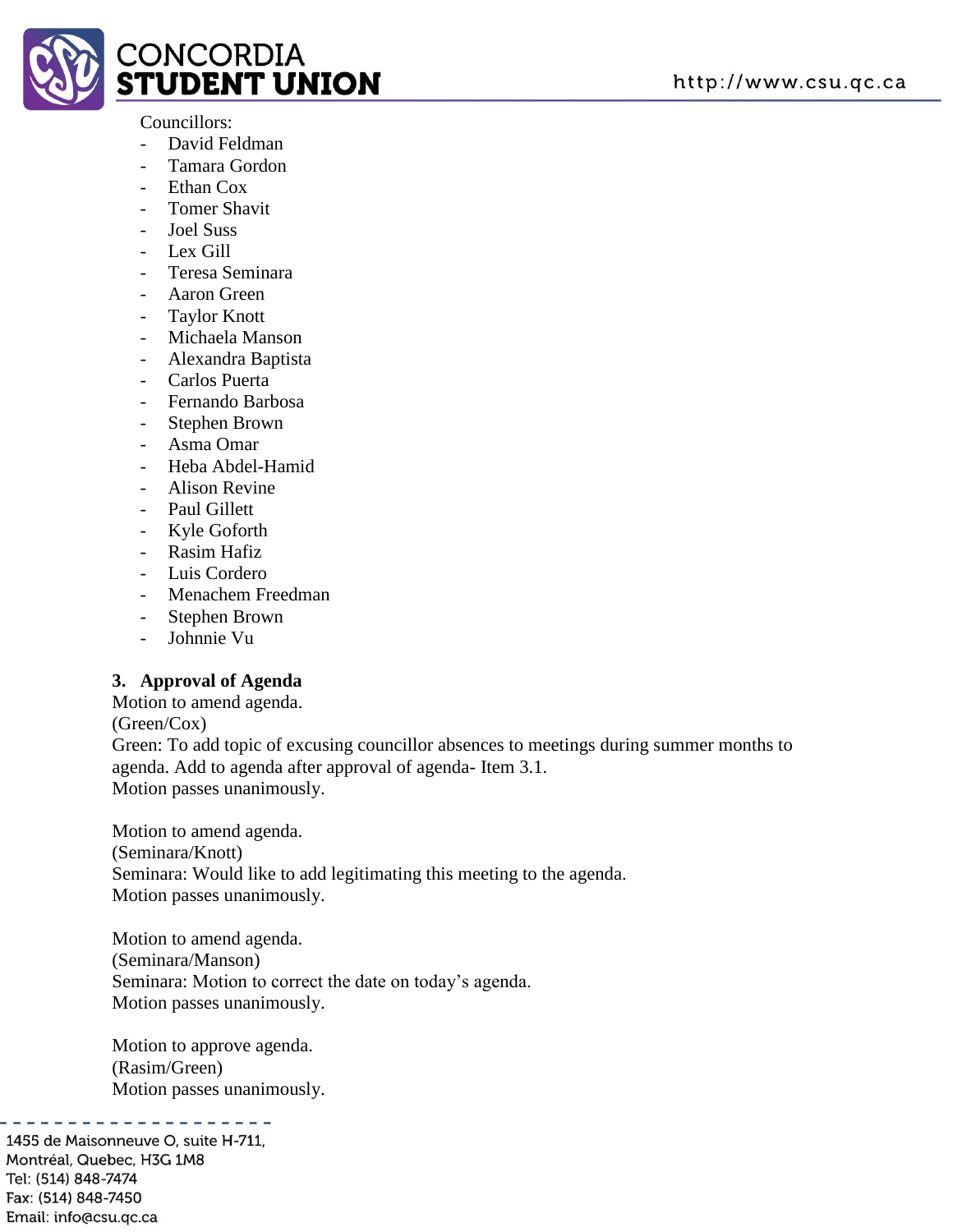Councillors:

- David Feldman
- Tamara Gordon
- Ethan Cox
- Tomer Shavit
- Joel Suss
- Lex Gill
- Teresa Seminara
- Aaron Green
- Taylor Knott
- Michaela Manson
- Alexandra Baptista
- Carlos Puerta
- Fernando Barbosa
- Stephen Brown
- Asma Omar
- Heba Abdel-Hamid
- Alison Revine
- Paul Gillett
- Kyle Goforth
- Rasim Hafiz
- Luis Cordero
- Menachem Freedman
- Stephen Brown
- Johnnie Vu

### 3. Approval of Agenda

Motion to amend agenda.
(Green/Cox)
Green: To add topic of excusing councillor absences to meetings during summer months to agenda. Add to agenda after approval of agenda- Item 3.1.
Motion passes unanimously.

Motion to amend agenda.
(Seminara/Knott)
Seminara: Would like to add legitimating this meeting to the agenda.
Motion passes unanimously.

Motion to amend agenda.
(Seminara/Manson)
Seminara: Motion to correct the date on today's agenda.
Motion passes unanimously.

Motion to approve agenda.
(Rasim/Green)
Motion passes unanimously.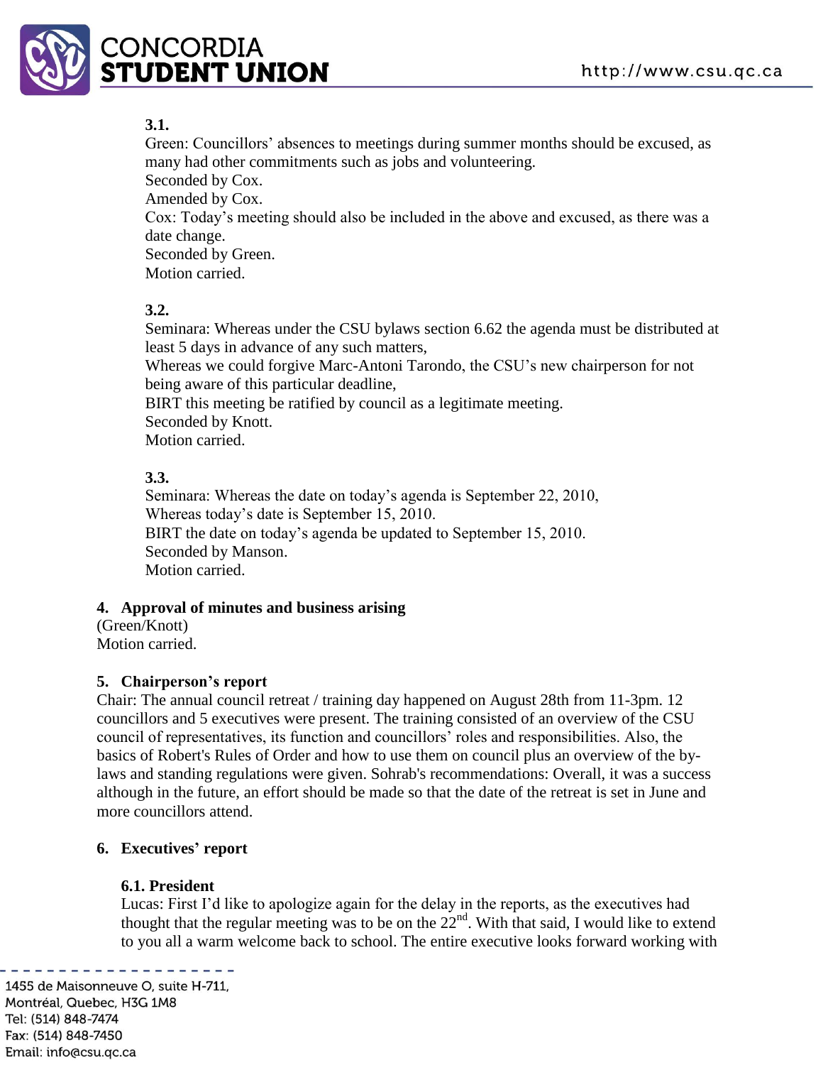**3.1.**
Green: Councillors' absences to meetings during summer months should be excused, as many had other commitments such as jobs and volunteering.
Seconded by Cox.
Amended by Cox.
Cox: Today's meeting should also be included in the above and excused, as there was a date change.
Seconded by Green.
Motion carried.

**3.2.**
Seminara: Whereas under the CSU bylaws section 6.62 the agenda must be distributed at least 5 days in advance of any such matters,
Whereas we could forgive Marc-Antoni Tarondo, the CSU's new chairperson for not being aware of this particular deadline,
BIRT this meeting be ratified by council as a legitimate meeting.
Seconded by Knott.
Motion carried.

**3.3.**
Seminara: Whereas the date on today's agenda is September 22, 2010,
Whereas today's date is September 15, 2010.
BIRT the date on today's agenda be updated to September 15, 2010.
Seconded by Manson.
Motion carried.

## 4. Approval of minutes and business arising

(Green/Knott)
Motion carried.

## 5. Chairperson's report

Chair: The annual council retreat / training day happened on August 28th from 11-3pm. 12 councillors and 5 executives were present. The training consisted of an overview of the CSU council of representatives, its function and councillors' roles and responsibilities. Also, the basics of Robert's Rules of Order and how to use them on council plus an overview of the by-laws and standing regulations were given. Sohrab's recommendations: Overall, it was a success although in the future, an effort should be made so that the date of the retreat is set in June and more councillors attend.

## 6. Executives' report

### 6.1. President

Lucas: First I'd like to apologize again for the delay in the reports, as the executives had thought that the regular meeting was to be on the 22nd. With that said, I would like to extend to you all a warm welcome back to school. The entire executive looks forward working with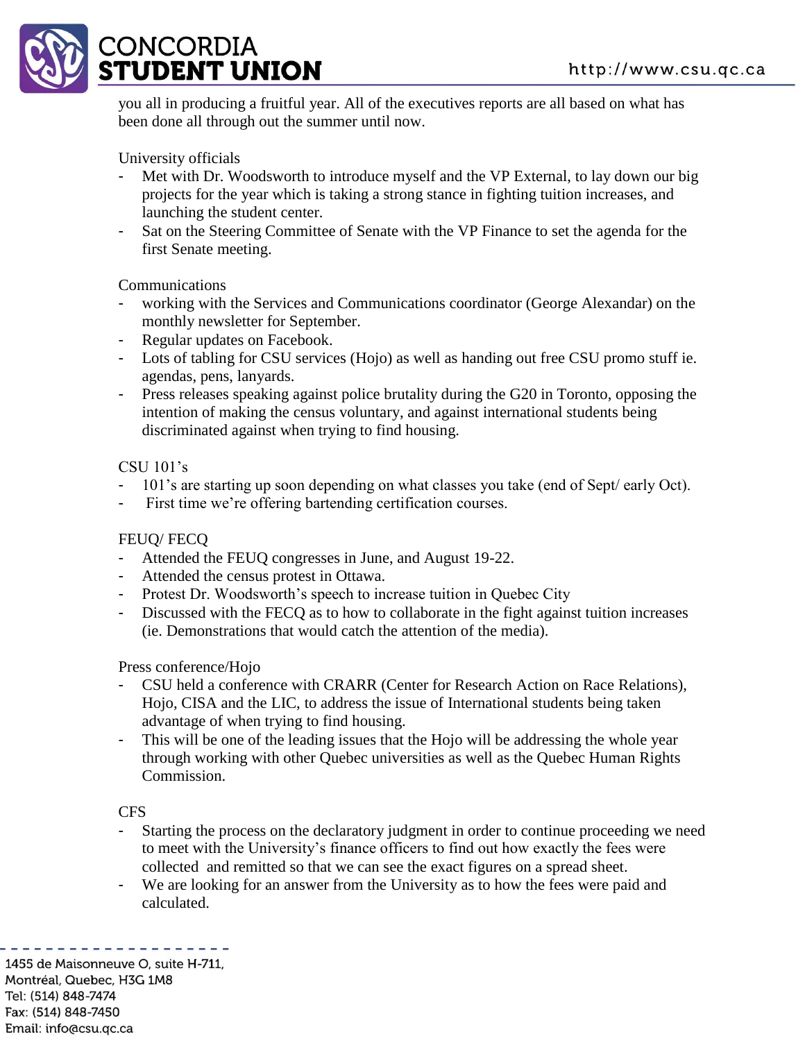you all in producing a fruitful year. All of the executives reports are all based on what has been done all through out the summer until now.

University officials

- Met with Dr. Woodsworth to introduce myself and the VP External, to lay down our big projects for the year which is taking a strong stance in fighting tuition increases, and launching the student center.
- Sat on the Steering Committee of Senate with the VP Finance to set the agenda for the first Senate meeting.

Communications

- working with the Services and Communications coordinator (George Alexandar) on the monthly newsletter for September.
- Regular updates on Facebook.
- Lots of tabling for CSU services (Hojo) as well as handing out free CSU promo stuff ie. agendas, pens, lanyards.
- Press releases speaking against police brutality during the G20 in Toronto, opposing the intention of making the census voluntary, and against international students being discriminated against when trying to find housing.

CSU 101's

- 101's are starting up soon depending on what classes you take (end of Sept/ early Oct).
- First time we're offering bartending certification courses.

FEUQ/ FECQ

- Attended the FEUQ congresses in June, and August 19-22.
- Attended the census protest in Ottawa.
- Protest Dr. Woodsworth's speech to increase tuition in Quebec City
- Discussed with the FECQ as to how to collaborate in the fight against tuition increases (ie. Demonstrations that would catch the attention of the media).

Press conference/Hojo

- CSU held a conference with CRARR (Center for Research Action on Race Relations), Hojo, CISA and the LIC, to address the issue of International students being taken advantage of when trying to find housing.
- This will be one of the leading issues that the Hojo will be addressing the whole year through working with other Quebec universities as well as the Quebec Human Rights Commission.

CFS

- Starting the process on the declaratory judgment in order to continue proceeding we need to meet with the University's finance officers to find out how exactly the fees were collected and remitted so that we can see the exact figures on a spread sheet.
- We are looking for an answer from the University as to how the fees were paid and calculated.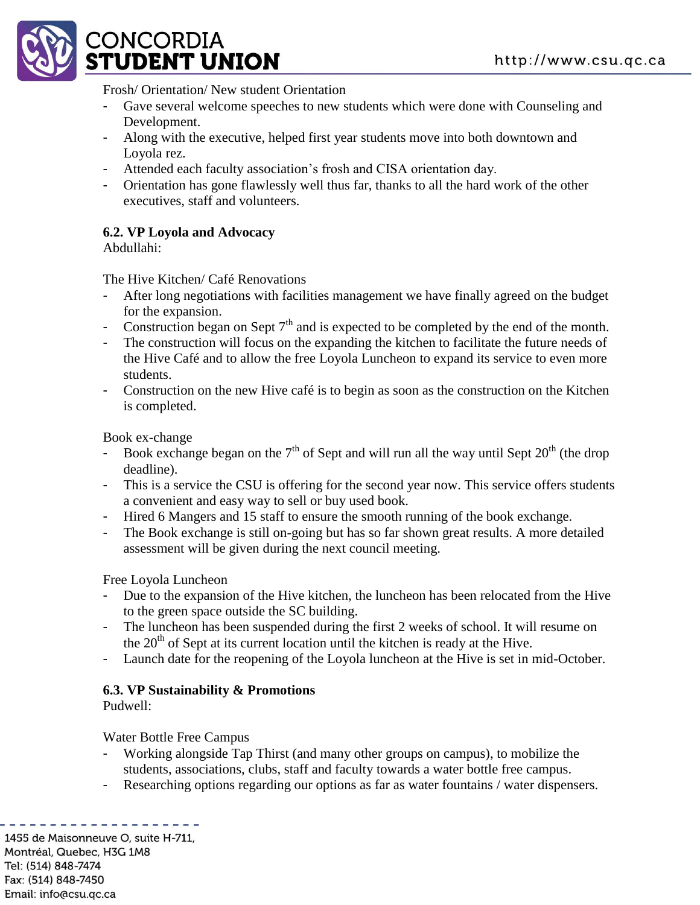Frosh/ Orientation/ New student Orientation

- Gave several welcome speeches to new students which were done with Counseling and Development.
- Along with the executive, helped first year students move into both downtown and Loyola rez.
- Attended each faculty association's frosh and CISA orientation day.
- Orientation has gone flawlessly well thus far, thanks to all the hard work of the other executives, staff and volunteers.

**6.2. VP Loyola and Advocacy**

Abdullahi:

The Hive Kitchen/ Café Renovations

- After long negotiations with facilities management we have finally agreed on the budget for the expansion.
- Construction began on Sept 7th and is expected to be completed by the end of the month.
- The construction will focus on the expanding the kitchen to facilitate the future needs of the Hive Café and to allow the free Loyola Luncheon to expand its service to even more students.
- Construction on the new Hive café is to begin as soon as the construction on the Kitchen is completed.

Book ex-change

- Book exchange began on the 7th of Sept and will run all the way until Sept 20th (the drop deadline).
- This is a service the CSU is offering for the second year now. This service offers students a convenient and easy way to sell or buy used book.
- Hired 6 Mangers and 15 staff to ensure the smooth running of the book exchange.
- The Book exchange is still on-going but has so far shown great results. A more detailed assessment will be given during the next council meeting.

Free Loyola Luncheon

- Due to the expansion of the Hive kitchen, the luncheon has been relocated from the Hive to the green space outside the SC building.
- The luncheon has been suspended during the first 2 weeks of school. It will resume on the 20th of Sept at its current location until the kitchen is ready at the Hive.
- Launch date for the reopening of the Loyola luncheon at the Hive is set in mid-October.

**6.3. VP Sustainability & Promotions**

Pudwell:

Water Bottle Free Campus

- Working alongside Tap Thirst (and many other groups on campus), to mobilize the students, associations, clubs, staff and faculty towards a water bottle free campus.
- Researching options regarding our options as far as water fountains / water dispensers.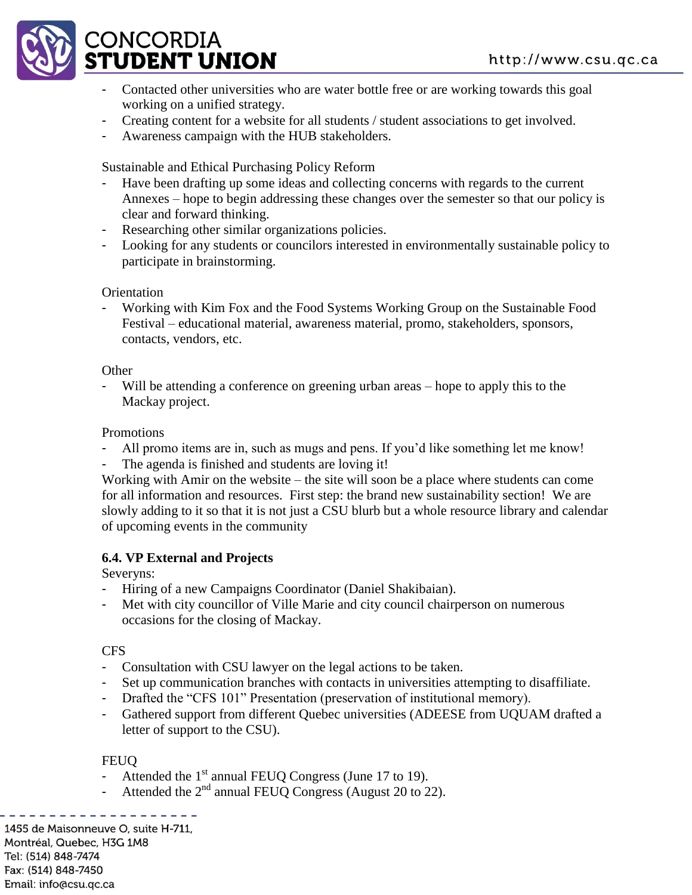- Contacted other universities who are water bottle free or are working towards this goal working on a unified strategy.
- Creating content for a website for all students / student associations to get involved.
- Awareness campaign with the HUB stakeholders.

Sustainable and Ethical Purchasing Policy Reform

- Have been drafting up some ideas and collecting concerns with regards to the current Annexes – hope to begin addressing these changes over the semester so that our policy is clear and forward thinking.
- Researching other similar organizations policies.
- Looking for any students or councilors interested in environmentally sustainable policy to participate in brainstorming.

Orientation

- Working with Kim Fox and the Food Systems Working Group on the Sustainable Food Festival – educational material, awareness material, promo, stakeholders, sponsors, contacts, vendors, etc.

Other

- Will be attending a conference on greening urban areas – hope to apply this to the Mackay project.

Promotions

- All promo items are in, such as mugs and pens. If you'd like something let me know!
- The agenda is finished and students are loving it!

Working with Amir on the website – the site will soon be a place where students can come for all information and resources. First step: the brand new sustainability section! We are slowly adding to it so that it is not just a CSU blurb but a whole resource library and calendar of upcoming events in the community

**6.4. VP External and Projects**

Severyns:

- Hiring of a new Campaigns Coordinator (Daniel Shakibaian).
- Met with city councillor of Ville Marie and city council chairperson on numerous occasions for the closing of Mackay.

CFS

- Consultation with CSU lawyer on the legal actions to be taken.
- Set up communication branches with contacts in universities attempting to disaffiliate.
- Drafted the "CFS 101" Presentation (preservation of institutional memory).
- Gathered support from different Quebec universities (ADEESE from UQUAM drafted a letter of support to the CSU).

FEUQ

- Attended the 1st annual FEUQ Congress (June 17 to 19).
- Attended the 2nd annual FEUQ Congress (August 20 to 22).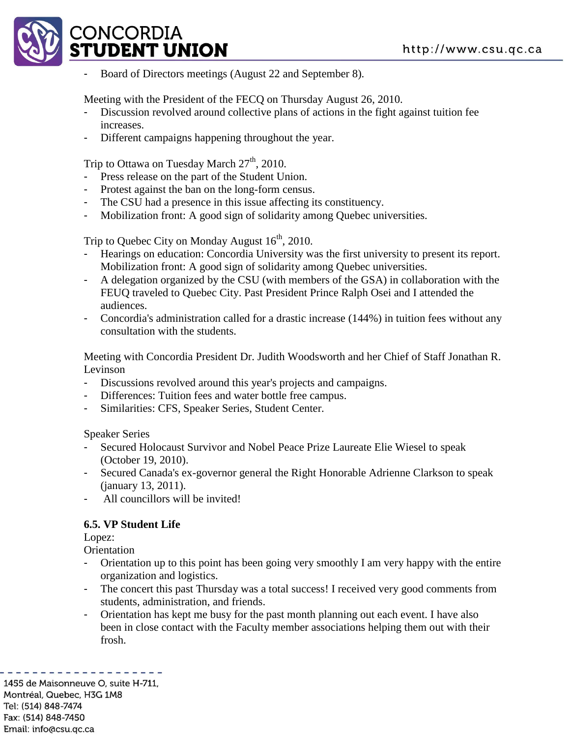- Board of Directors meetings (August 22 and September 8).

Meeting with the President of the FECQ on Thursday August 26, 2010.

- Discussion revolved around collective plans of actions in the fight against tuition fee increases.
- Different campaigns happening throughout the year.

Trip to Ottawa on Tuesday March 27th, 2010.

- Press release on the part of the Student Union.
- Protest against the ban on the long-form census.
- The CSU had a presence in this issue affecting its constituency.
- Mobilization front: A good sign of solidarity among Quebec universities.

Trip to Quebec City on Monday August 16th, 2010.

- Hearings on education: Concordia University was the first university to present its report. Mobilization front: A good sign of solidarity among Quebec universities.
- A delegation organized by the CSU (with members of the GSA) in collaboration with the FEUQ traveled to Quebec City. Past President Prince Ralph Osei and I attended the audiences.
- Concordia's administration called for a drastic increase (144%) in tuition fees without any consultation with the students.

Meeting with Concordia President Dr. Judith Woodsworth and her Chief of Staff Jonathan R. Levinson

- Discussions revolved around this year's projects and campaigns.
- Differences: Tuition fees and water bottle free campus.
- Similarities: CFS, Speaker Series, Student Center.

Speaker Series

- Secured Holocaust Survivor and Nobel Peace Prize Laureate Elie Wiesel to speak (October 19, 2010).
- Secured Canada's ex-governor general the Right Honorable Adrienne Clarkson to speak (january 13, 2011).
- All councillors will be invited!

**6.5. VP Student Life**

Lopez:

Orientation

- Orientation up to this point has been going very smoothly I am very happy with the entire organization and logistics.
- The concert this past Thursday was a total success! I received very good comments from students, administration, and friends.
- Orientation has kept me busy for the past month planning out each event. I have also been in close contact with the Faculty member associations helping them out with their frosh.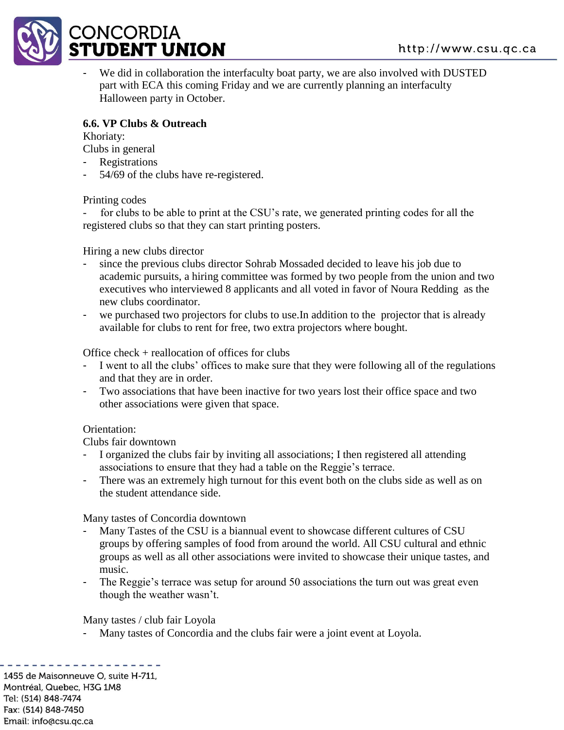- We did in collaboration the interfaculty boat party, we are also involved with DUSTED part with ECA this coming Friday and we are currently planning an interfaculty Halloween party in October.

**6.6. VP Clubs & Outreach**

Khoriaty:

Clubs in general

- Registrations
- 54/69 of the clubs have re-registered.

Printing codes

- for clubs to be able to print at the CSU's rate, we generated printing codes for all the registered clubs so that they can start printing posters.

Hiring a new clubs director

- since the previous clubs director Sohrab Mossaded decided to leave his job due to academic pursuits, a hiring committee was formed by two people from the union and two executives who interviewed 8 applicants and all voted in favor of Noura Redding as the new clubs coordinator.
- we purchased two projectors for clubs to use.In addition to the projector that is already available for clubs to rent for free, two extra projectors where bought.

Office check + reallocation of offices for clubs

- I went to all the clubs' offices to make sure that they were following all of the regulations and that they are in order.
- Two associations that have been inactive for two years lost their office space and two other associations were given that space.

Orientation:

Clubs fair downtown

- I organized the clubs fair by inviting all associations; I then registered all attending associations to ensure that they had a table on the Reggie's terrace.
- There was an extremely high turnout for this event both on the clubs side as well as on the student attendance side.

Many tastes of Concordia downtown

- Many Tastes of the CSU is a biannual event to showcase different cultures of CSU groups by offering samples of food from around the world. All CSU cultural and ethnic groups as well as all other associations were invited to showcase their unique tastes, and music.
- The Reggie's terrace was setup for around 50 associations the turn out was great even though the weather wasn't.

Many tastes / club fair Loyola

- Many tastes of Concordia and the clubs fair were a joint event at Loyola.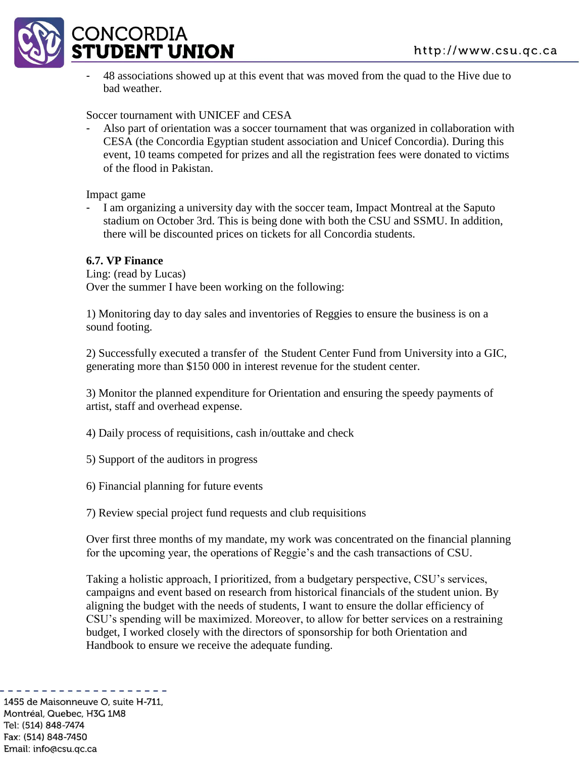- 48 associations showed up at this event that was moved from the quad to the Hive due to bad weather.

Soccer tournament with UNICEF and CESA

- Also part of orientation was a soccer tournament that was organized in collaboration with CESA (the Concordia Egyptian student association and Unicef Concordia). During this event, 10 teams competed for prizes and all the registration fees were donated to victims of the flood in Pakistan.

Impact game

- I am organizing a university day with the soccer team, Impact Montreal at the Saputo stadium on October 3rd. This is being done with both the CSU and SSMU. In addition, there will be discounted prices on tickets for all Concordia students.

**6.7. VP Finance**

Ling: (read by Lucas)

Over the summer I have been working on the following:

1) Monitoring day to day sales and inventories of Reggies to ensure the business is on a sound footing.

2) Successfully executed a transfer of the Student Center Fund from University into a GIC, generating more than $150 000 in interest revenue for the student center.

3) Monitor the planned expenditure for Orientation and ensuring the speedy payments of artist, staff and overhead expense.

4) Daily process of requisitions, cash in/outtake and check

5) Support of the auditors in progress

6) Financial planning for future events

7) Review special project fund requests and club requisitions

Over first three months of my mandate, my work was concentrated on the financial planning for the upcoming year, the operations of Reggie's and the cash transactions of CSU.

Taking a holistic approach, I prioritized, from a budgetary perspective, CSU's services, campaigns and event based on research from historical financials of the student union. By aligning the budget with the needs of students, I want to ensure the dollar efficiency of CSU's spending will be maximized. Moreover, to allow for better services on a restraining budget, I worked closely with the directors of sponsorship for both Orientation and Handbook to ensure we receive the adequate funding.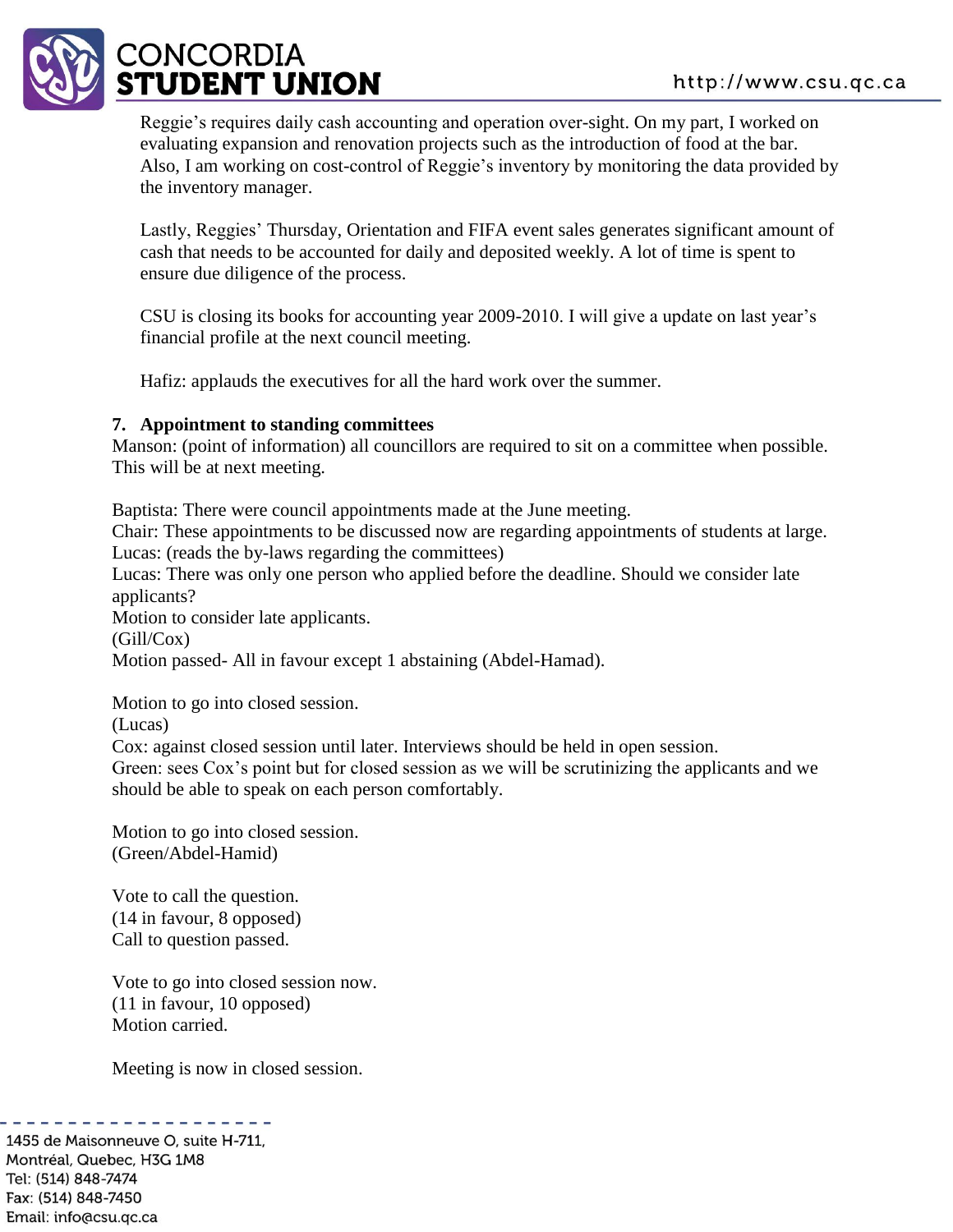Reggie's requires daily cash accounting and operation over-sight. On my part, I worked on evaluating expansion and renovation projects such as the introduction of food at the bar. Also, I am working on cost-control of Reggie's inventory by monitoring the data provided by the inventory manager.

Lastly, Reggies' Thursday, Orientation and FIFA event sales generates significant amount of cash that needs to be accounted for daily and deposited weekly. A lot of time is spent to ensure due diligence of the process.

CSU is closing its books for accounting year 2009-2010. I will give a update on last year's financial profile at the next council meeting.

Hafiz: applauds the executives for all the hard work over the summer.

**7. Appointment to standing committees**

Manson: (point of information) all councillors are required to sit on a committee when possible. This will be at next meeting.

Baptista: There were council appointments made at the June meeting.
Chair: These appointments to be discussed now are regarding appointments of students at large.
Lucas: (reads the by-laws regarding the committees)
Lucas: There was only one person who applied before the deadline. Should we consider late applicants?
Motion to consider late applicants.
(Gill/Cox)
Motion passed- All in favour except 1 abstaining (Abdel-Hamad).

Motion to go into closed session.
(Lucas)
Cox: against closed session until later. Interviews should be held in open session.
Green: sees Cox's point but for closed session as we will be scrutinizing the applicants and we should be able to speak on each person comfortably.

Motion to go into closed session.
(Green/Abdel-Hamid)

Vote to call the question.
(14 in favour, 8 opposed)
Call to question passed.

Vote to go into closed session now.
(11 in favour, 10 opposed)
Motion carried.

Meeting is now in closed session.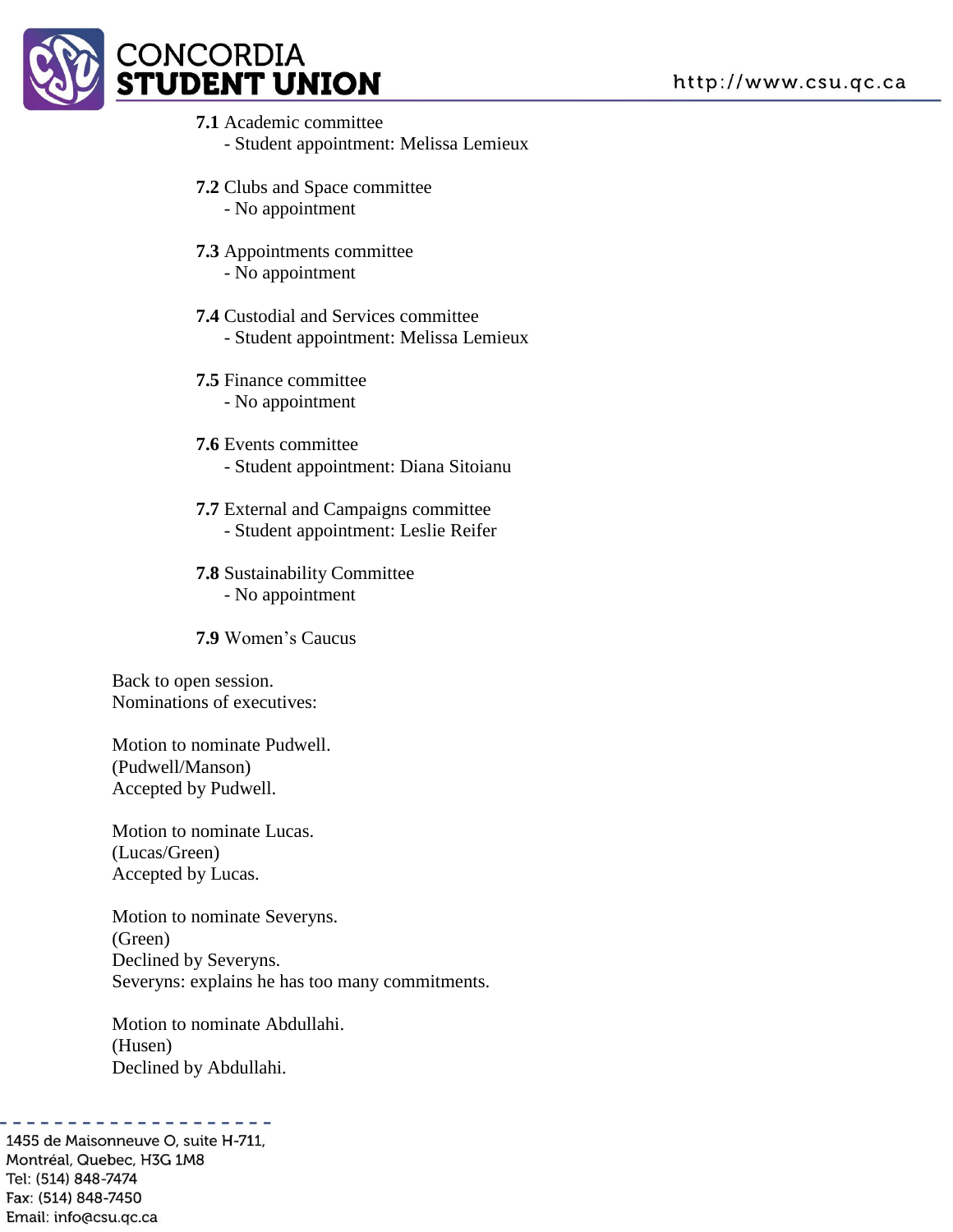**7.1** Academic committee
- Student appointment: Melissa Lemieux

**7.2** Clubs and Space committee
- No appointment

**7.3** Appointments committee
- No appointment

**7.4** Custodial and Services committee
- Student appointment: Melissa Lemieux

**7.5** Finance committee
- No appointment

**7.6** Events committee
- Student appointment: Diana Sitoianu

**7.7** External and Campaigns committee
- Student appointment: Leslie Reifer

**7.8** Sustainability Committee
- No appointment

**7.9** Women's Caucus

Back to open session.
Nominations of executives:

Motion to nominate Pudwell.
(Pudwell/Manson)
Accepted by Pudwell.

Motion to nominate Lucas.
(Lucas/Green)
Accepted by Lucas.

Motion to nominate Severyns.
(Green)
Declined by Severyns.
Severyns: explains he has too many commitments.

Motion to nominate Abdullahi.
(Husen)
Declined by Abdullahi.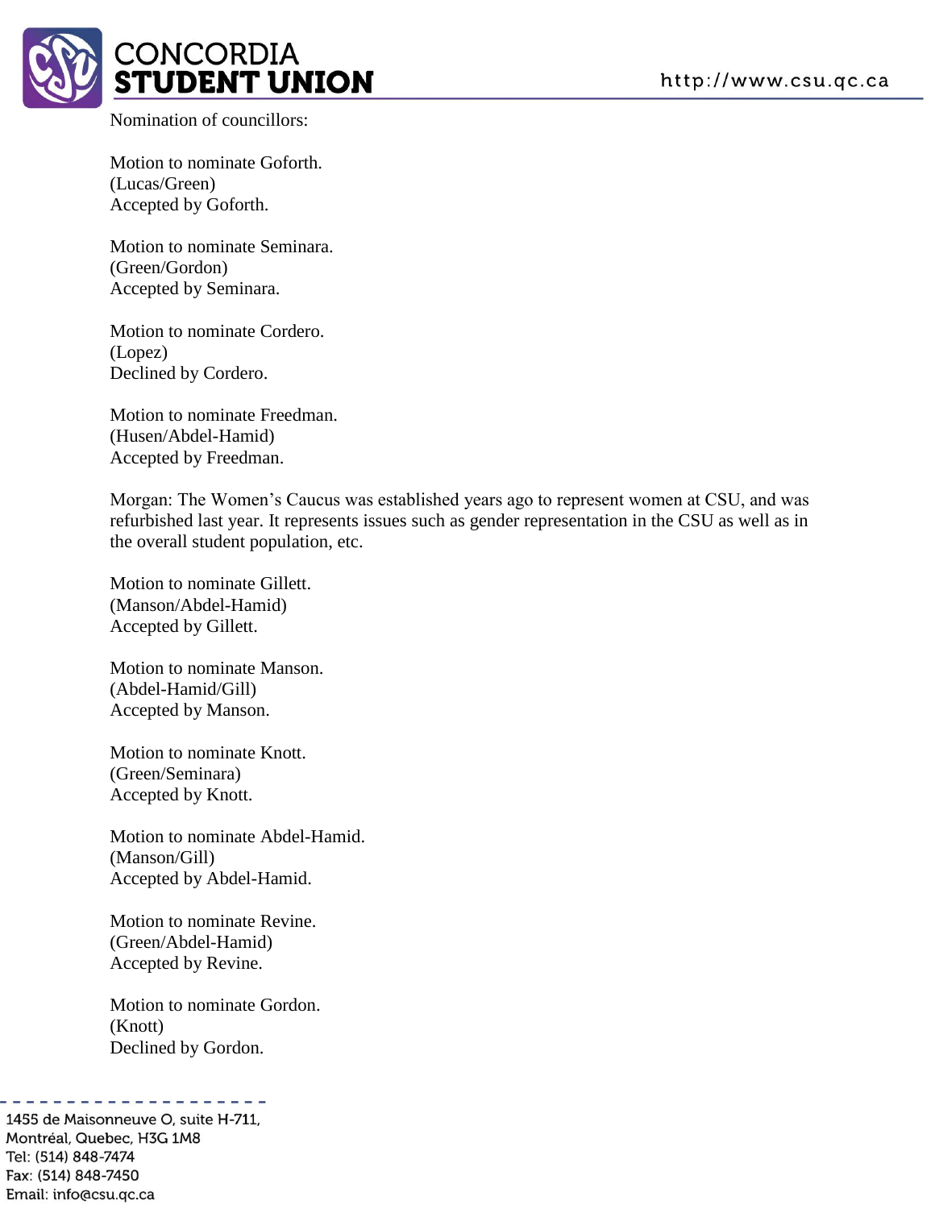Nomination of councillors:

Motion to nominate Goforth.
(Lucas/Green)
Accepted by Goforth.

Motion to nominate Seminara.
(Green/Gordon)
Accepted by Seminara.

Motion to nominate Cordero.
(Lopez)
Declined by Cordero.

Motion to nominate Freedman.
(Husen/Abdel-Hamid)
Accepted by Freedman.

Morgan: The Women's Caucus was established years ago to represent women at CSU, and was refurbished last year. It represents issues such as gender representation in the CSU as well as in the overall student population, etc.

Motion to nominate Gillett.
(Manson/Abdel-Hamid)
Accepted by Gillett.

Motion to nominate Manson.
(Abdel-Hamid/Gill)
Accepted by Manson.

Motion to nominate Knott.
(Green/Seminara)
Accepted by Knott.

Motion to nominate Abdel-Hamid.
(Manson/Gill)
Accepted by Abdel-Hamid.

Motion to nominate Revine.
(Green/Abdel-Hamid)
Accepted by Revine.

Motion to nominate Gordon.
(Knott)
Declined by Gordon.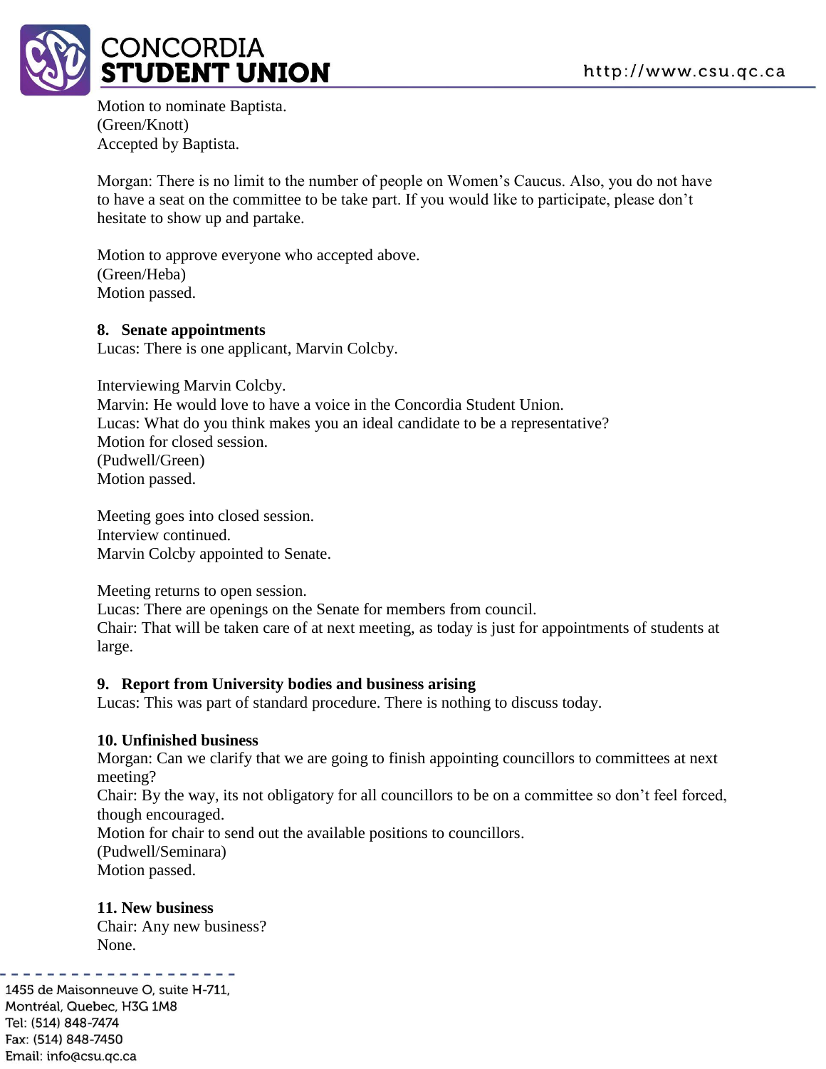Motion to nominate Baptista.
(Green/Knott)
Accepted by Baptista.

Morgan: There is no limit to the number of people on Women's Caucus. Also, you do not have to have a seat on the committee to be take part. If you would like to participate, please don't hesitate to show up and partake.

Motion to approve everyone who accepted above.
(Green/Heba)
Motion passed.

**8. Senate appointments**
Lucas: There is one applicant, Marvin Colcby.

Interviewing Marvin Colcby.
Marvin: He would love to have a voice in the Concordia Student Union.
Lucas: What do you think makes you an ideal candidate to be a representative?
Motion for closed session.
(Pudwell/Green)
Motion passed.

Meeting goes into closed session.
Interview continued.
Marvin Colcby appointed to Senate.

Meeting returns to open session.
Lucas: There are openings on the Senate for members from council.
Chair: That will be taken care of at next meeting, as today is just for appointments of students at large.

**9. Report from University bodies and business arising**
Lucas: This was part of standard procedure. There is nothing to discuss today.

**10. Unfinished business**
Morgan: Can we clarify that we are going to finish appointing councillors to committees at next meeting?
Chair: By the way, its not obligatory for all councillors to be on a committee so don't feel forced, though encouraged.
Motion for chair to send out the available positions to councillors.
(Pudwell/Seminara)
Motion passed.

**11. New business**
Chair: Any new business?
None.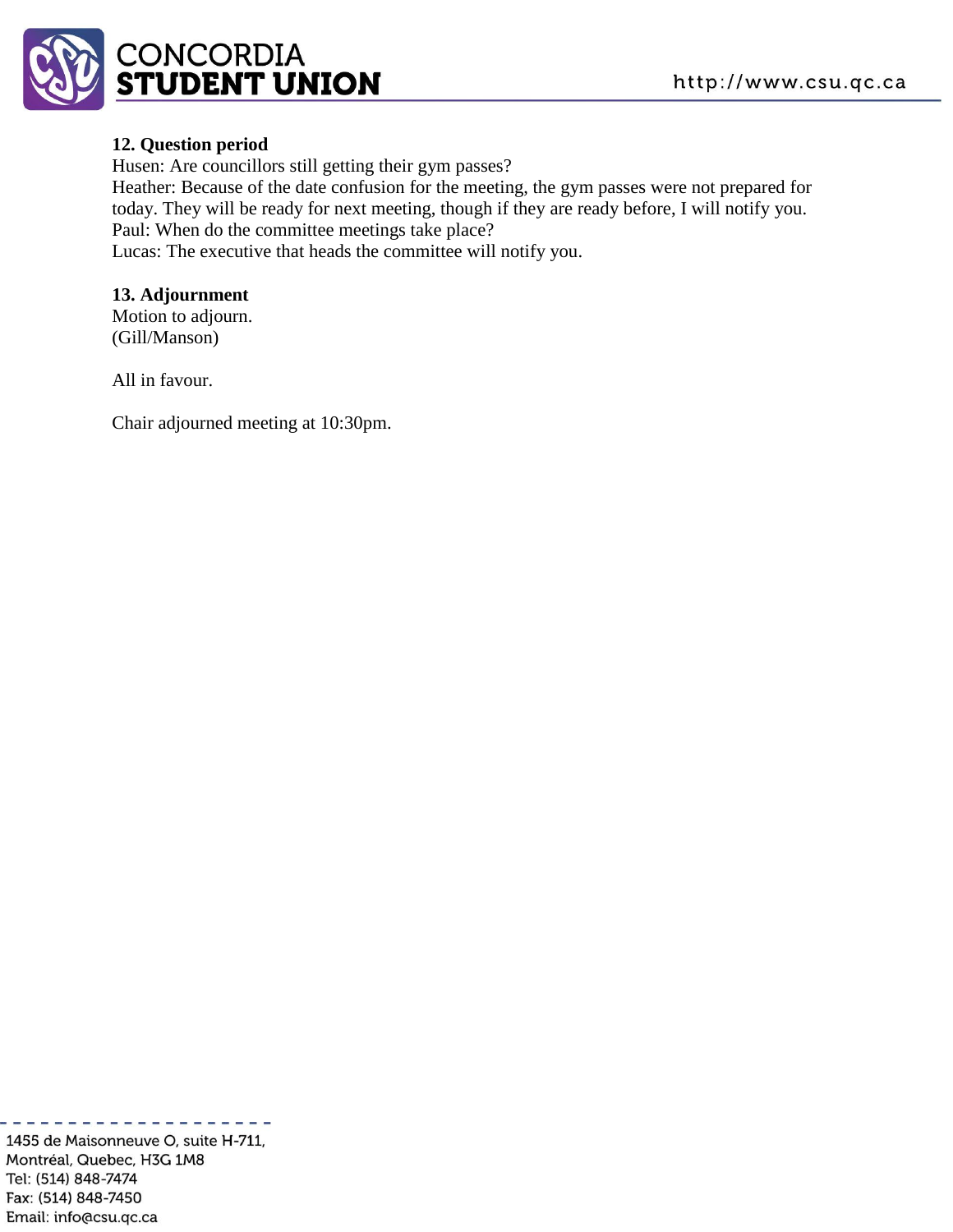**12. Question period**
Husen: Are councillors still getting their gym passes?
Heather: Because of the date confusion for the meeting, the gym passes were not prepared for today. They will be ready for next meeting, though if they ready before, I will notify you.
Paul: When do the committee meetings take place?
Lucas: The executive that heads the committee will notify you.

**13. Adjournment**
Motion to adjourn.
(Gill/Manson)

All in favour.

Chair adjourned meeting at 10:30pm.